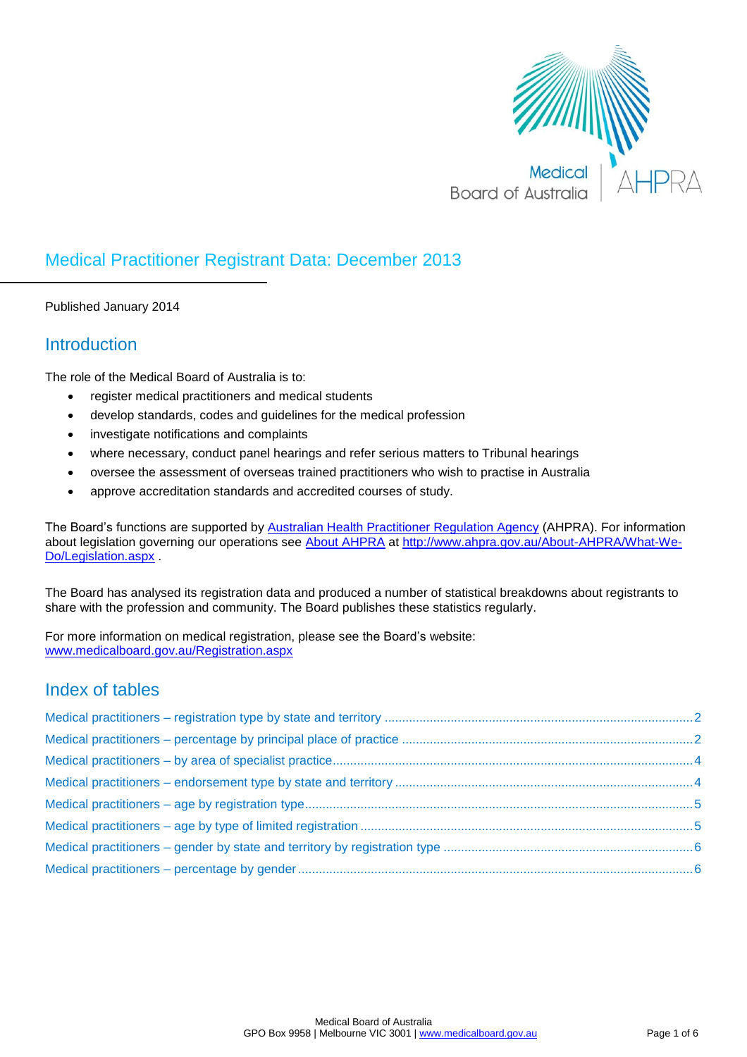# Medical Practitioner Registrant Data: December 2013

Published January 2014

## Introduction

The role of the Medical Board of Australia is to:

- register medical practitioners and medical students
- develop standards, codes and guidelines for the medical profession
- investigate notifications and complaints
- where necessary, conduct panel hearings and refer serious matters to Tribunal hearings
- oversee the assessment of overseas trained practitioners who wish to practise in Australia
- approve accreditation standards and accredited courses of study.

The Board's functions are supported by Australian Health Practitioner Regulation Agency (AHPRA). For information about legislation governing our operations see About AHPRA at http://www.ahpra.gov.au/About-AHPRA/What-We-Do/Legislation.aspx .

The Board has analysed its registration data and produced a number of statistical breakdowns about registrants to share with the profession and community. The Board publishes these statistics regularly.

For more information on medical registration, please see the Board's website: www.medicalboard.gov.au/Registration.aspx

## Index of tables

- Medical practitioners – registration type by state and territory ........ 2
- Medical practitioners – percentage by principal place of practice ........ 2
- Medical practitioners – by area of specialist practice ........ 4
- Medical practitioners – endorsement type by state and territory ........ 4
- Medical practitioners – age by registration type ........ 5
- Medical practitioners – age by type of limited registration ........ 5
- Medical practitioners – gender by state and territory by registration type ........ 6
- Medical practitioners – percentage by gender ........ 6

Medical Board of Australia
GPO Box 9958 | Melbourne VIC 3001 | www.medicalboard.gov.au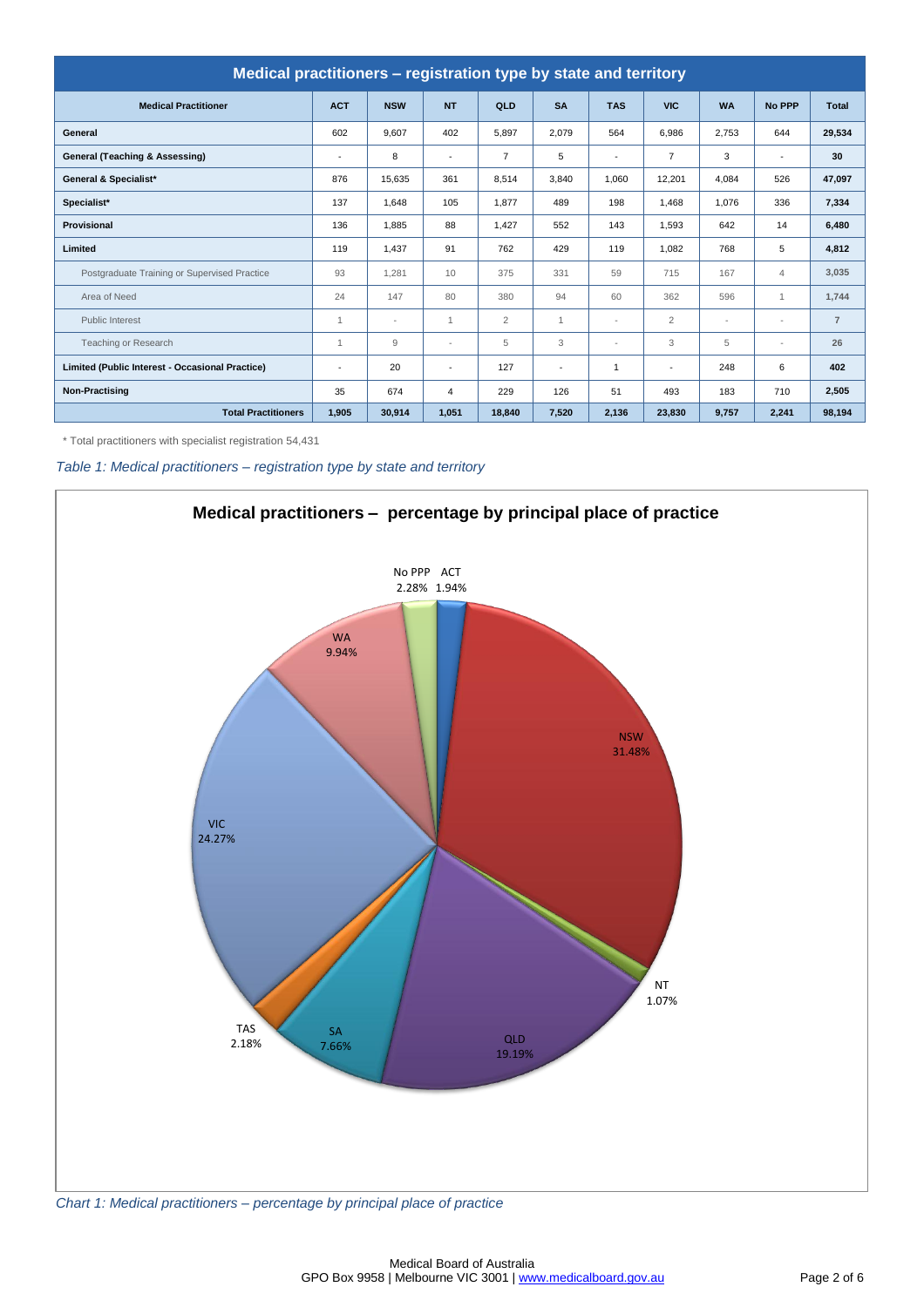| Medical practitioners – registration type by state and territory | | | | | | | | | | |
|---|---|---|---|---|---|---|---|---|---|---|
| **Medical Practitioner** | **ACT** | **NSW** | **NT** | **QLD** | **SA** | **TAS** | **VIC** | **WA** | **No PPP** | **Total** |
| **General** | 602 | 9,607 | 402 | 5,897 | 2,079 | 564 | 6,986 | 2,753 | 644 | **29,534** |
| **General (Teaching & Assessing)** | - | 8 | - | 7 | 5 | - | 7 | 3 | - | **30** |
| **General & Specialist*** | 876 | 15,635 | 361 | 8,514 | 3,840 | 1,060 | 12,201 | 4,084 | 526 | **47,097** |
| **Specialist*** | 137 | 1,648 | 105 | 1,877 | 489 | 198 | 1,468 | 1,076 | 336 | **7,334** |
| **Provisional** | 136 | 1,885 | 88 | 1,427 | 552 | 143 | 1,593 | 642 | 14 | **6,480** |
| **Limited** | 119 | 1,437 | 91 | 762 | 429 | 119 | 1,082 | 768 | 5 | **4,812** |
| Postgraduate Training or Supervised Practice | 93 | 1,281 | 10 | 375 | 331 | 59 | 715 | 167 | 4 | **3,035** |
| Area of Need | 24 | 147 | 80 | 380 | 94 | 60 | 362 | 596 | 1 | **1,744** |
| Public Interest | 1 | - | 1 | 2 | 1 | - | 2 | - | - | **7** |
| Teaching or Research | 1 | 9 | - | 5 | 3 | - | 3 | 5 | - | **26** |
| **Limited (Public Interest - Occasional Practice)** | - | 20 | - | 127 | - | 1 | - | 248 | 6 | **402** |
| **Non-Practising** | 35 | 674 | 4 | 229 | 126 | 51 | 493 | 183 | 710 | **2,505** |
| **Total Practitioners** | **1,905** | **30,914** | **1,051** | **18,840** | **7,520** | **2,136** | **23,830** | **9,757** | **2,241** | **98,194** |

\* Total practitioners with specialist registration 54,431

*Table 1: Medical practitioners – registration type by state and territory*

## Medical practitioners – percentage by principal place of practice

| State/Territory | Percentage |
|---|---|
| ACT | 1.94% |
| NSW | 31.48% |
| NT | 1.07% |
| QLD | 19.19% |
| SA | 7.66% |
| TAS | 2.18% |
| VIC | 24.27% |
| WA | 9.94% |
| No PPP | 2.28% |

*Chart 1: Medical practitioners – percentage by principal place of practice*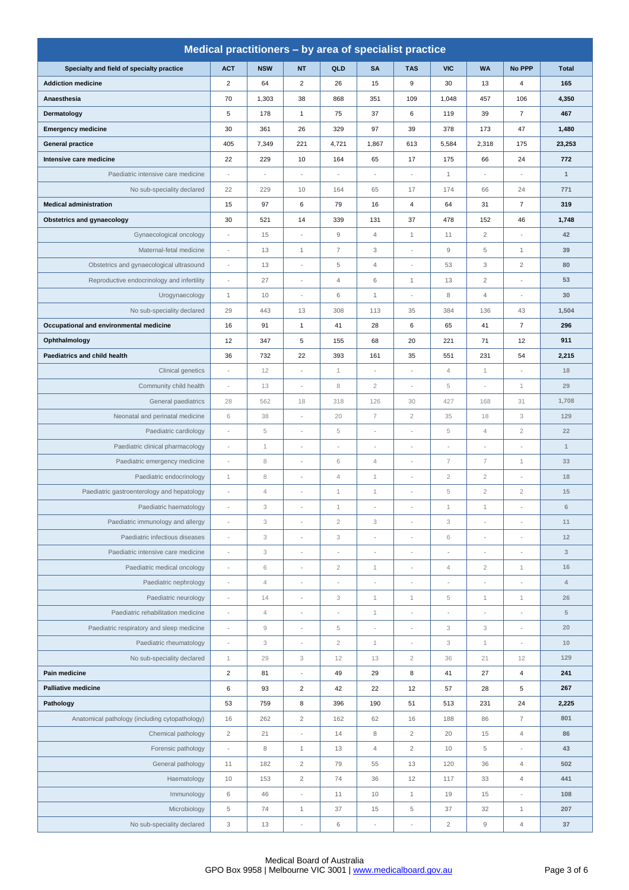## Medical practitioners – by area of specialist practice

| Specialty and field of specialty practice | ACT | NSW | NT | QLD | SA | TAS | VIC | WA | No PPP | Total |
|---|---|---|---|---|---|---|---|---|---|---|
| **Addiction medicine** | 2 | 64 | 2 | 26 | 15 | 9 | 30 | 13 | 4 | **165** |
| **Anaesthesia** | 70 | 1,303 | 38 | 868 | 351 | 109 | 1,048 | 457 | 106 | **4,350** |
| **Dermatology** | 5 | 178 | 1 | 75 | 37 | 6 | 119 | 39 | 7 | **467** |
| **Emergency medicine** | 30 | 361 | 26 | 329 | 97 | 39 | 378 | 173 | 47 | **1,480** |
| **General practice** | 405 | 7,349 | 221 | 4,721 | 1,867 | 613 | 5,584 | 2,318 | 175 | **23,253** |
| **Intensive care medicine** | 22 | 229 | 10 | 164 | 65 | 17 | 175 | 66 | 24 | **772** |
| Paediatric intensive care medicine | - | - | - | - | - | - | 1 | - | - | **1** |
| No sub-speciality declared | 22 | 229 | 10 | 164 | 65 | 17 | 174 | 66 | 24 | **771** |
| **Medical administration** | 15 | 97 | 6 | 79 | 16 | 4 | 64 | 31 | 7 | **319** |
| **Obstetrics and gynaecology** | 30 | 521 | 14 | 339 | 131 | 37 | 478 | 152 | 46 | **1,748** |
| Gynaecological oncology | - | 15 | - | 9 | 4 | 1 | 11 | 2 | - | **42** |
| Maternal-fetal medicine | - | 13 | 1 | 7 | 3 | - | 9 | 5 | 1 | **39** |
| Obstetrics and gynaecological ultrasound | - | 13 | - | 5 | 4 | - | 53 | 3 | 2 | **80** |
| Reproductive endocrinology and infertility | - | 27 | - | 4 | 6 | 1 | 13 | 2 | - | **53** |
| Urogynaecology | 1 | 10 | - | 6 | 1 | - | 8 | 4 | - | **30** |
| No sub-speciality declared | 29 | 443 | 13 | 308 | 113 | 35 | 384 | 136 | 43 | **1,504** |
| **Occupational and environmental medicine** | 16 | 91 | 1 | 41 | 28 | 6 | 65 | 41 | 7 | **296** |
| **Ophthalmology** | 12 | 347 | 5 | 155 | 68 | 20 | 221 | 71 | 12 | **911** |
| **Paediatrics and child health** | 36 | 732 | 22 | 393 | 161 | 35 | 551 | 231 | 54 | **2,215** |
| Clinical genetics | - | 12 | - | 1 | - | - | 4 | 1 | - | **18** |
| Community child health | - | 13 | - | 8 | 2 | - | 5 | - | 1 | **29** |
| General paediatrics | 28 | 562 | 18 | 318 | 126 | 30 | 427 | 168 | 31 | **1,708** |
| Neonatal and perinatal medicine | 6 | 38 | - | 20 | 7 | 2 | 35 | 18 | 3 | **129** |
| Paediatric cardiology | - | 5 | - | 5 | - | - | 5 | 4 | 2 | **22** |
| Paediatric clinical pharmacology | - | 1 | - | - | - | - | - | - | - | **1** |
| Paediatric emergency medicine | - | 8 | - | 6 | 4 | - | 7 | 7 | 1 | **33** |
| Paediatric endocrinology | 1 | 8 | - | 4 | 1 | - | 2 | 2 | - | **18** |
| Paediatric gastroenterology and hepatology | - | 4 | - | 1 | 1 | - | 5 | 2 | 2 | **15** |
| Paediatric haematology | - | 3 | - | 1 | - | - | 1 | 1 | - | **6** |
| Paediatric immunology and allergy | - | 3 | - | 2 | 3 | - | 3 | - | - | **11** |
| Paediatric infectious diseases | - | 3 | - | 3 | - | - | 6 | - | - | **12** |
| Paediatric intensive care medicine | - | 3 | - | - | - | - | - | - | - | **3** |
| Paediatric medical oncology | - | 6 | - | 2 | 1 | - | 4 | 2 | 1 | **16** |
| Paediatric nephrology | - | 4 | - | - | - | - | - | - | - | **4** |
| Paediatric neurology | - | 14 | - | 3 | 1 | 1 | 5 | 1 | 1 | **26** |
| Paediatric rehabilitation medicine | - | 4 | - | - | 1 | - | - | - | - | **5** |
| Paediatric respiratory and sleep medicine | - | 9 | - | 5 | - | - | 3 | 3 | - | **20** |
| Paediatric rheumatology | - | 3 | - | 2 | 1 | - | 3 | 1 | - | **10** |
| No sub-speciality declared | 1 | 29 | 3 | 12 | 13 | 2 | 36 | 21 | 12 | **129** |
| **Pain medicine** | 2 | 81 | - | 49 | 29 | 8 | 41 | 27 | 4 | **241** |
| **Palliative medicine** | 6 | 93 | 2 | 42 | 22 | 12 | 57 | 28 | 5 | **267** |
| **Pathology** | 53 | 759 | 8 | 396 | 190 | 51 | 513 | 231 | 24 | **2,225** |
| Anatomical pathology (including cytopathology) | 16 | 262 | 2 | 162 | 62 | 16 | 188 | 86 | 7 | **801** |
| Chemical pathology | 2 | 21 | - | 14 | 8 | 2 | 20 | 15 | 4 | **86** |
| Forensic pathology | - | 8 | 1 | 13 | 4 | 2 | 10 | 5 | - | **43** |
| General pathology | 11 | 182 | 2 | 79 | 55 | 13 | 120 | 36 | 4 | **502** |
| Haematology | 10 | 153 | 2 | 74 | 36 | 12 | 117 | 33 | 4 | **441** |
| Immunology | 6 | 46 | - | 11 | 10 | 1 | 19 | 15 | - | **108** |
| Microbiology | 5 | 74 | 1 | 37 | 15 | 5 | 37 | 32 | 1 | **207** |
| No sub-speciality declared | 3 | 13 | - | 6 | - | - | 2 | 9 | 4 | **37** |

Medical Board of Australia
GPO Box 9958 | Melbourne VIC 3001 | www.medicalboard.gov.au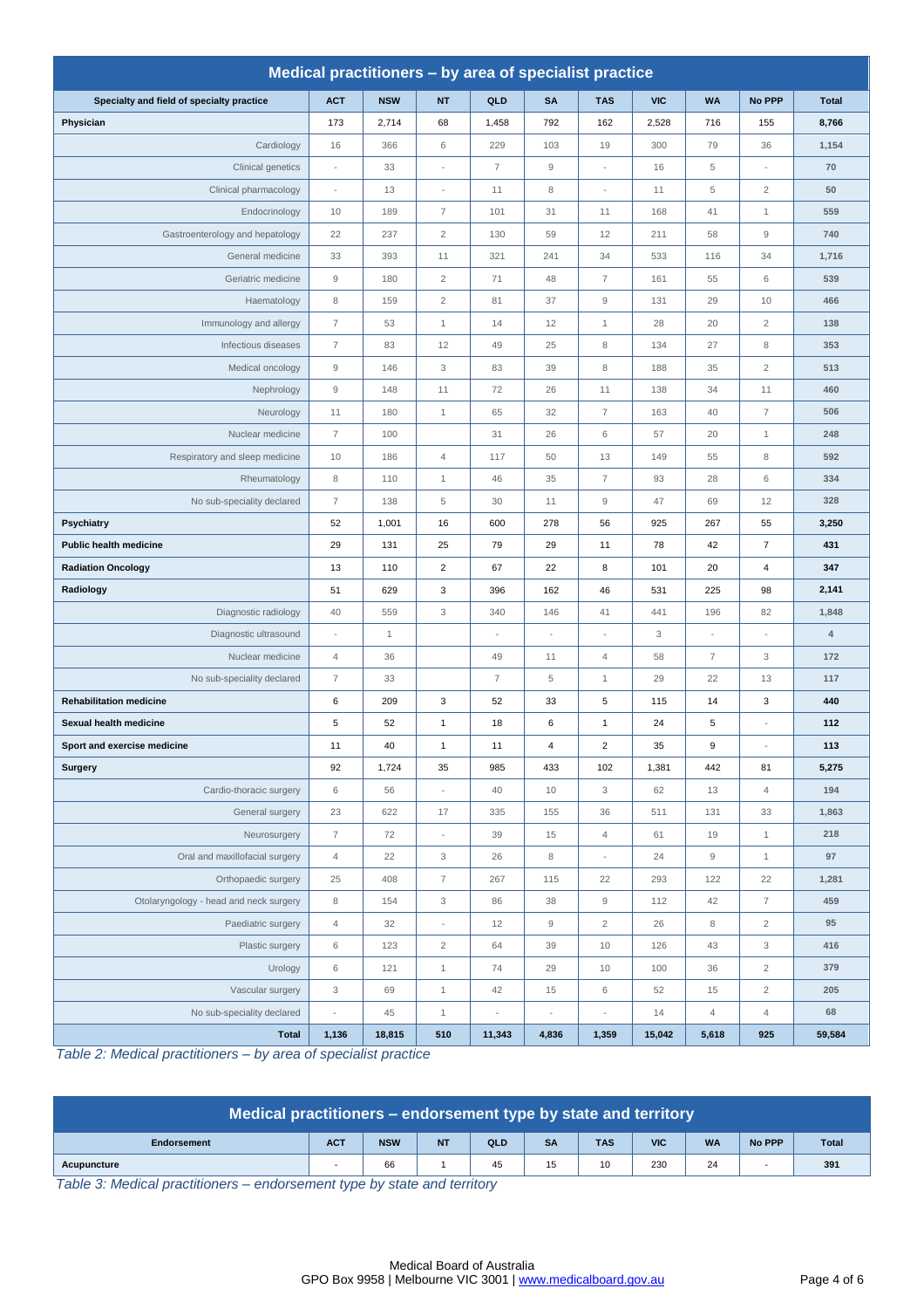## Medical practitioners – by area of specialist practice

| Specialty and field of specialty practice | ACT | NSW | NT | QLD | SA | TAS | VIC | WA | No PPP | Total |
|---|---|---|---|---|---|---|---|---|---|---|
| **Physician** | 173 | 2,714 | 68 | 1,458 | 792 | 162 | 2,528 | 716 | 155 | **8,766** |
| Cardiology | 16 | 366 | 6 | 229 | 103 | 19 | 300 | 79 | 36 | **1,154** |
| Clinical genetics | - | 33 | - | 7 | 9 | - | 16 | 5 | - | **70** |
| Clinical pharmacology | - | 13 | - | 11 | 8 | - | 11 | 5 | 2 | **50** |
| Endocrinology | 10 | 189 | 7 | 101 | 31 | 11 | 168 | 41 | 1 | **559** |
| Gastroenterology and hepatology | 22 | 237 | 2 | 130 | 59 | 12 | 211 | 58 | 9 | **740** |
| General medicine | 33 | 393 | 11 | 321 | 241 | 34 | 533 | 116 | 34 | **1,716** |
| Geriatric medicine | 9 | 180 | 2 | 71 | 48 | 7 | 161 | 55 | 6 | **539** |
| Haematology | 8 | 159 | 2 | 81 | 37 | 9 | 131 | 29 | 10 | **466** |
| Immunology and allergy | 7 | 53 | 1 | 14 | 12 | 1 | 28 | 20 | 2 | **138** |
| Infectious diseases | 7 | 83 | 12 | 49 | 25 | 8 | 134 | 27 | 8 | **353** |
| Medical oncology | 9 | 146 | 3 | 83 | 39 | 8 | 188 | 35 | 2 | **513** |
| Nephrology | 9 | 148 | 11 | 72 | 26 | 11 | 138 | 34 | 11 | **460** |
| Neurology | 11 | 180 | 1 | 65 | 32 | 7 | 163 | 40 | 7 | **506** |
| Nuclear medicine | 7 | 100 | | 31 | 26 | 6 | 57 | 20 | 1 | **248** |
| Respiratory and sleep medicine | 10 | 186 | 4 | 117 | 50 | 13 | 149 | 55 | 8 | **592** |
| Rheumatology | 8 | 110 | 1 | 46 | 35 | 7 | 93 | 28 | 6 | **334** |
| No sub-speciality declared | 7 | 138 | 5 | 30 | 11 | 9 | 47 | 69 | 12 | **328** |
| **Psychiatry** | 52 | 1,001 | 16 | 600 | 278 | 56 | 925 | 267 | 55 | **3,250** |
| **Public health medicine** | 29 | 131 | 25 | 79 | 29 | 11 | 78 | 42 | 7 | **431** |
| **Radiation Oncology** | 13 | 110 | 2 | 67 | 22 | 8 | 101 | 20 | 4 | **347** |
| **Radiology** | 51 | 629 | 3 | 396 | 162 | 46 | 531 | 225 | 98 | **2,141** |
| Diagnostic radiology | 40 | 559 | 3 | 340 | 146 | 41 | 441 | 196 | 82 | **1,848** |
| Diagnostic ultrasound | - | 1 | | - | - | - | 3 | - | - | **4** |
| Nuclear medicine | 4 | 36 | | 49 | 11 | 4 | 58 | 7 | 3 | **172** |
| No sub-speciality declared | 7 | 33 | | 7 | 5 | 1 | 29 | 22 | 13 | **117** |
| **Rehabilitation medicine** | 6 | 209 | 3 | 52 | 33 | 5 | 115 | 14 | 3 | **440** |
| **Sexual health medicine** | 5 | 52 | 1 | 18 | 6 | 1 | 24 | 5 | - | **112** |
| **Sport and exercise medicine** | 11 | 40 | 1 | 11 | 4 | 2 | 35 | 9 | - | **113** |
| **Surgery** | 92 | 1,724 | 35 | 985 | 433 | 102 | 1,381 | 442 | 81 | **5,275** |
| Cardio-thoracic surgery | 6 | 56 | - | 40 | 10 | 3 | 62 | 13 | 4 | **194** |
| General surgery | 23 | 622 | 17 | 335 | 155 | 36 | 511 | 131 | 33 | **1,863** |
| Neurosurgery | 7 | 72 | - | 39 | 15 | 4 | 61 | 19 | 1 | **218** |
| Oral and maxillofacial surgery | 4 | 22 | 3 | 26 | 8 | - | 24 | 9 | 1 | **97** |
| Orthopaedic surgery | 25 | 408 | 7 | 267 | 115 | 22 | 293 | 122 | 22 | **1,281** |
| Otolaryngology - head and neck surgery | 8 | 154 | 3 | 86 | 38 | 9 | 112 | 42 | 7 | **459** |
| Paediatric surgery | 4 | 32 | - | 12 | 9 | 2 | 26 | 8 | 2 | **95** |
| Plastic surgery | 6 | 123 | 2 | 64 | 39 | 10 | 126 | 43 | 3 | **416** |
| Urology | 6 | 121 | 1 | 74 | 29 | 10 | 100 | 36 | 2 | **379** |
| Vascular surgery | 3 | 69 | 1 | 42 | 15 | 6 | 52 | 15 | 2 | **205** |
| No sub-speciality declared | - | 45 | 1 | - | - | - | 14 | 4 | 4 | **68** |
| **Total** | **1,136** | **18,815** | **510** | **11,343** | **4,836** | **1,359** | **15,042** | **5,618** | **925** | **59,584** |

*Table 2: Medical practitioners – by area of specialist practice*

## Medical practitioners – endorsement type by state and territory

| Endorsement | ACT | NSW | NT | QLD | SA | TAS | VIC | WA | No PPP | Total |
|---|---|---|---|---|---|---|---|---|---|---|
| **Acupuncture** | - | 66 | 1 | 45 | 15 | 10 | 230 | 24 | - | **391** |

*Table 3: Medical practitioners – endorsement type by state and territory*

Medical Board of Australia
GPO Box 9958 | Melbourne VIC 3001 | www.medicalboard.gov.au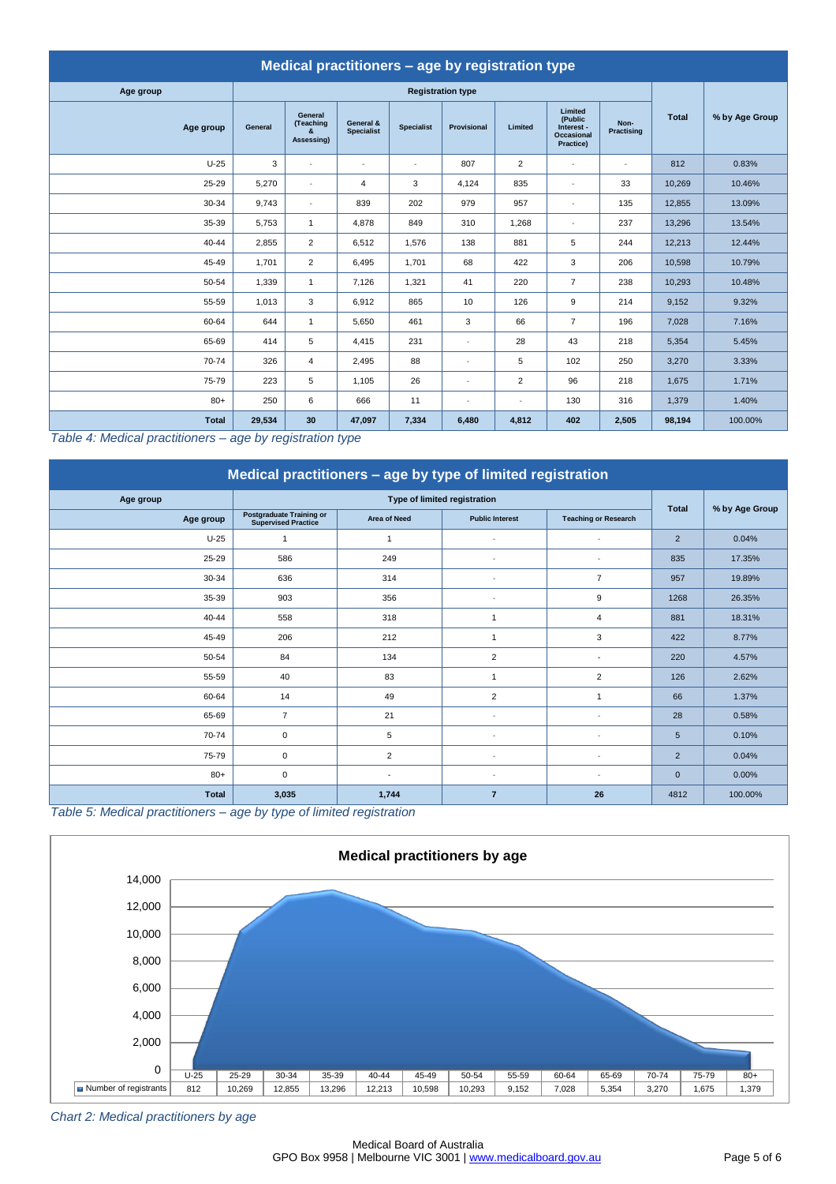## Medical practitioners – age by registration type

| Age group | Registration type | | | | | | | | Total | % by Age Group |
|---|---|---|---|---|---|---|---|---|---|---|
| Age group | General | General (Teaching & Assessing) | General & Specialist | Specialist | Provisional | Limited | Limited (Public Interest - Occasional Practice) | Non-Practising | | |
| U-25 | 3 | - | - | - | 807 | 2 | - | - | 812 | 0.83% |
| 25-29 | 5,270 | - | 4 | 3 | 4,124 | 835 | - | 33 | 10,269 | 10.46% |
| 30-34 | 9,743 | - | 839 | 202 | 979 | 957 | - | 135 | 12,855 | 13.09% |
| 35-39 | 5,753 | 1 | 4,878 | 849 | 310 | 1,268 | - | 237 | 13,296 | 13.54% |
| 40-44 | 2,855 | 2 | 6,512 | 1,576 | 138 | 881 | 5 | 244 | 12,213 | 12.44% |
| 45-49 | 1,701 | 2 | 6,495 | 1,701 | 68 | 422 | 3 | 206 | 10,598 | 10.79% |
| 50-54 | 1,339 | 1 | 7,126 | 1,321 | 41 | 220 | 7 | 238 | 10,293 | 10.48% |
| 55-59 | 1,013 | 3 | 6,912 | 865 | 10 | 126 | 9 | 214 | 9,152 | 9.32% |
| 60-64 | 644 | 1 | 5,650 | 461 | 3 | 66 | 7 | 196 | 7,028 | 7.16% |
| 65-69 | 414 | 5 | 4,415 | 231 | - | 28 | 43 | 218 | 5,354 | 5.45% |
| 70-74 | 326 | 4 | 2,495 | 88 | - | 5 | 102 | 250 | 3,270 | 3.33% |
| 75-79 | 223 | 5 | 1,105 | 26 | - | 2 | 96 | 218 | 1,675 | 1.71% |
| 80+ | 250 | 6 | 666 | 11 | - | - | 130 | 316 | 1,379 | 1.40% |
| **Total** | **29,534** | **30** | **47,097** | **7,334** | **6,480** | **4,812** | **402** | **2,505** | **98,194** | 100.00% |

*Table 4: Medical practitioners – age by registration type*

## Medical practitioners – age by type of limited registration

| Age group | Type of limited registration | | | | Total | % by Age Group |
|---|---|---|---|---|---|---|
| Age group | Postgraduate Training or Supervised Practice | Area of Need | Public Interest | Teaching or Research | | |
| U-25 | 1 | 1 | - | - | 2 | 0.04% |
| 25-29 | 586 | 249 | - | - | 835 | 17.35% |
| 30-34 | 636 | 314 | - | 7 | 957 | 19.89% |
| 35-39 | 903 | 356 | - | 9 | 1268 | 26.35% |
| 40-44 | 558 | 318 | 1 | 4 | 881 | 18.31% |
| 45-49 | 206 | 212 | 1 | 3 | 422 | 8.77% |
| 50-54 | 84 | 134 | 2 | - | 220 | 4.57% |
| 55-59 | 40 | 83 | 1 | 2 | 126 | 2.62% |
| 60-64 | 14 | 49 | 2 | 1 | 66 | 1.37% |
| 65-69 | 7 | 21 | - | - | 28 | 0.58% |
| 70-74 | 0 | 5 | - | - | 5 | 0.10% |
| 75-79 | 0 | 2 | - | - | 2 | 0.04% |
| 80+ | 0 | - | - | - | 0 | 0.00% |
| **Total** | **3,035** | **1,744** | **7** | **26** | 4812 | 100.00% |

*Table 5: Medical practitioners – age by type of limited registration*

**Medical practitioners by age**

| | U-25 | 25-29 | 30-34 | 35-39 | 40-44 | 45-49 | 50-54 | 55-59 | 60-64 | 65-69 | 70-74 | 75-79 | 80+ |
|---|---|---|---|---|---|---|---|---|---|---|---|---|---|
| Number of registrants | 812 | 10,269 | 12,855 | 13,296 | 12,213 | 10,598 | 10,293 | 9,152 | 7,028 | 5,354 | 3,270 | 1,675 | 1,379 |

*Chart 2: Medical practitioners by age*

Medical Board of Australia
GPO Box 9958 | Melbourne VIC 3001 | www.medicalboard.gov.au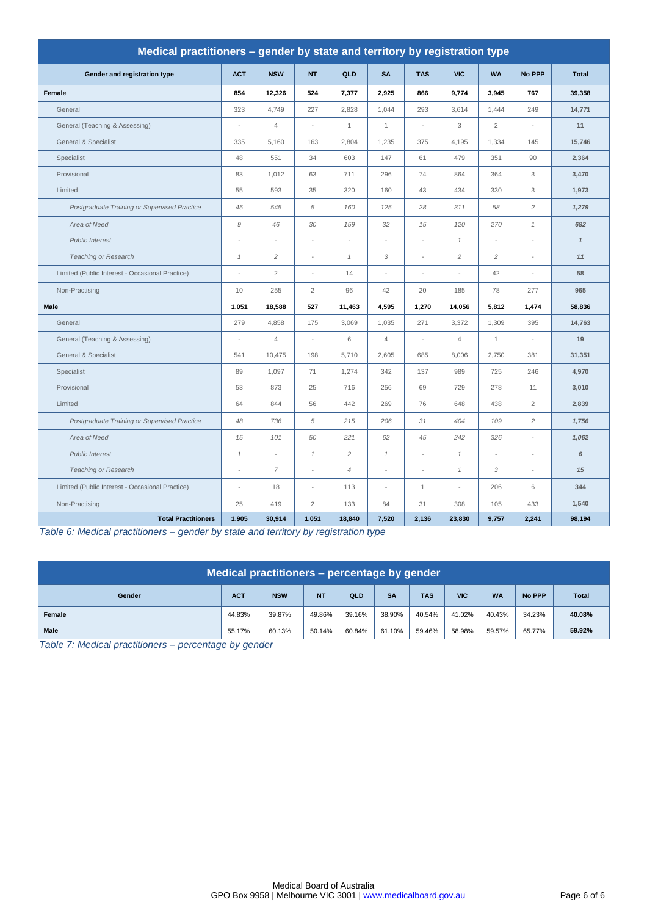| Medical practitioners – gender by state and territory by registration type | | | | | | | | | | |
|---|---|---|---|---|---|---|---|---|---|---|
| **Gender and registration type** | **ACT** | **NSW** | **NT** | **QLD** | **SA** | **TAS** | **VIC** | **WA** | **No PPP** | **Total** |
| **Female** | **854** | **12,326** | **524** | **7,377** | **2,925** | **866** | **9,774** | **3,945** | **767** | **39,358** |
| General | 323 | 4,749 | 227 | 2,828 | 1,044 | 293 | 3,614 | 1,444 | 249 | **14,771** |
| General (Teaching & Assessing) | - | 4 | - | 1 | 1 | - | 3 | 2 | - | **11** |
| General & Specialist | 335 | 5,160 | 163 | 2,804 | 1,235 | 375 | 4,195 | 1,334 | 145 | **15,746** |
| Specialist | 48 | 551 | 34 | 603 | 147 | 61 | 479 | 351 | 90 | **2,364** |
| Provisional | 83 | 1,012 | 63 | 711 | 296 | 74 | 864 | 364 | 3 | **3,470** |
| Limited | 55 | 593 | 35 | 320 | 160 | 43 | 434 | 330 | 3 | **1,973** |
| *Postgraduate Training or Supervised Practice* | *45* | *545* | *5* | *160* | *125* | *28* | *311* | *58* | *2* | ***1,279*** |
| *Area of Need* | *9* | *46* | *30* | *159* | *32* | *15* | *120* | *270* | *1* | ***682*** |
| *Public Interest* | - | - | - | - | - | - | *1* | - | - | ***1*** |
| *Teaching or Research* | *1* | *2* | - | *1* | *3* | - | *2* | *2* | - | ***11*** |
| Limited (Public Interest - Occasional Practice) | - | 2 | - | 14 | - | - | - | 42 | - | **58** |
| Non-Practising | 10 | 255 | 2 | 96 | 42 | 20 | 185 | 78 | 277 | **965** |
| **Male** | **1,051** | **18,588** | **527** | **11,463** | **4,595** | **1,270** | **14,056** | **5,812** | **1,474** | **58,836** |
| General | 279 | 4,858 | 175 | 3,069 | 1,035 | 271 | 3,372 | 1,309 | 395 | **14,763** |
| General (Teaching & Assessing) | - | 4 | - | 6 | 4 | - | 4 | 1 | - | **19** |
| General & Specialist | 541 | 10,475 | 198 | 5,710 | 2,605 | 685 | 8,006 | 2,750 | 381 | **31,351** |
| Specialist | 89 | 1,097 | 71 | 1,274 | 342 | 137 | 989 | 725 | 246 | **4,970** |
| Provisional | 53 | 873 | 25 | 716 | 256 | 69 | 729 | 278 | 11 | **3,010** |
| Limited | 64 | 844 | 56 | 442 | 269 | 76 | 648 | 438 | 2 | **2,839** |
| *Postgraduate Training or Supervised Practice* | *48* | *736* | *5* | *215* | *206* | *31* | *404* | *109* | *2* | ***1,756*** |
| *Area of Need* | *15* | *101* | *50* | *221* | *62* | *45* | *242* | *326* | - | ***1,062*** |
| *Public Interest* | *1* | - | *1* | *2* | *1* | - | *1* | - | - | ***6*** |
| *Teaching or Research* | - | *7* | - | *4* | - | - | *1* | *3* | - | ***15*** |
| Limited (Public Interest - Occasional Practice) | - | 18 | - | 113 | - | 1 | - | 206 | 6 | **344** |
| Non-Practising | 25 | 419 | 2 | 133 | 84 | 31 | 308 | 105 | 433 | **1,540** |
| **Total Practitioners** | **1,905** | **30,914** | **1,051** | **18,840** | **7,520** | **2,136** | **23,830** | **9,757** | **2,241** | **98,194** |

*Table 6: Medical practitioners – gender by state and territory by registration type*

| Medical practitioners – percentage by gender | | | | | | | | | | |
|---|---|---|---|---|---|---|---|---|---|---|
| **Gender** | **ACT** | **NSW** | **NT** | **QLD** | **SA** | **TAS** | **VIC** | **WA** | **No PPP** | **Total** |
| **Female** | 44.83% | 39.87% | 49.86% | 39.16% | 38.90% | 40.54% | 41.02% | 40.43% | 34.23% | **40.08%** |
| **Male** | 55.17% | 60.13% | 50.14% | 60.84% | 61.10% | 59.46% | 58.98% | 59.57% | 65.77% | **59.92%** |

*Table 7: Medical practitioners – percentage by gender*

Medical Board of Australia
GPO Box 9958 | Melbourne VIC 3001 | www.medicalboard.gov.au